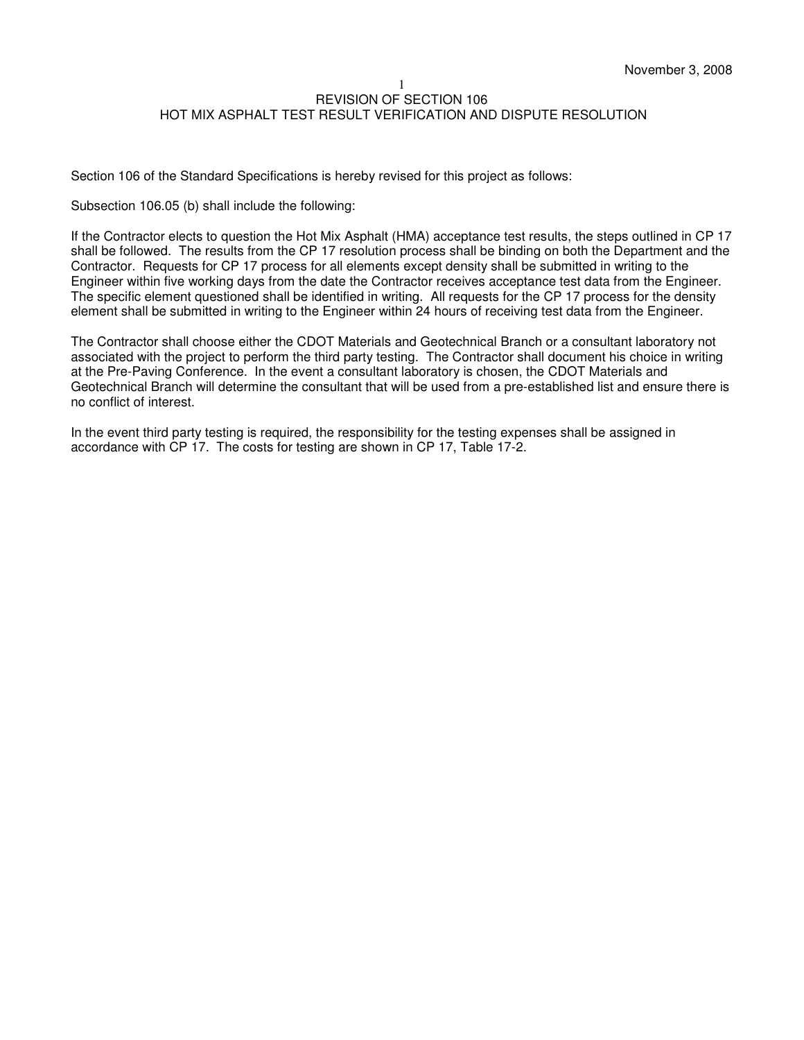November 3, 2008

# REVISION OF SECTION 106
## HOT MIX ASPHALT TEST RESULT VERIFICATION AND DISPUTE RESOLUTION

Section 106 of the Standard Specifications is hereby revised for this project as follows:

Subsection 106.05 (b) shall include the following:

If the Contractor elects to question the Hot Mix Asphalt (HMA) acceptance test results, the steps outlined in CP 17 shall be followed. The results from the CP 17 resolution process shall be binding on both the Department and the Contractor. Requests for CP 17 process for all elements except density shall be submitted in writing to the Engineer within five working days from the date the Contractor receives acceptance test data from the Engineer. The specific element questioned shall be identified in writing. All requests for the CP 17 process for the density element shall be submitted in writing to the Engineer within 24 hours of receiving test data from the Engineer.

The Contractor shall choose either the CDOT Materials and Geotechnical Branch or a consultant laboratory not associated with the project to perform the third party testing. The Contractor shall document his choice in writing at the Pre-Paving Conference. In the event a consultant laboratory is chosen, the CDOT Materials and Geotechnical Branch will determine the consultant that will be used from a pre-established list and ensure there is no conflict of interest.

In the event third party testing is required, the responsibility for the testing expenses shall be assigned in accordance with CP 17. The costs for testing are shown in CP 17, Table 17-2.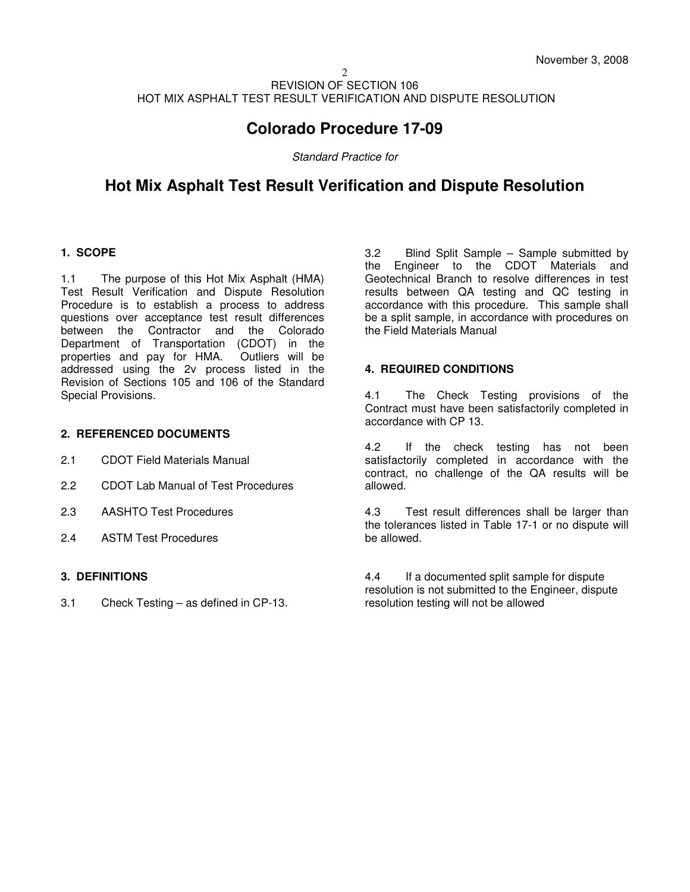REVISION OF SECTION 106
HOT MIX ASPHALT TEST RESULT VERIFICATION AND DISPUTE RESOLUTION

# Colorado Procedure 17-09

*Standard Practice for*

# Hot Mix Asphalt Test Result Verification and Dispute Resolution

## 1. SCOPE

1.1 The purpose of this Hot Mix Asphalt (HMA) Test Result Verification and Dispute Resolution Procedure is to establish a process to address questions over acceptance test result differences between the Contractor and the Colorado Department of Transportation (CDOT) in the properties and pay for HMA. Outliers will be addressed using the 2v process listed in the Revision of Sections 105 and 106 of the Standard Special Provisions.

## 2. REFERENCED DOCUMENTS

2.1 CDOT Field Materials Manual

2.2 CDOT Lab Manual of Test Procedures

2.3 AASHTO Test Procedures

2.4 ASTM Test Procedures

## 3. DEFINITIONS

3.1 Check Testing – as defined in CP-13.

3.2 Blind Split Sample – Sample submitted by the Engineer to the CDOT Materials and Geotechnical Branch to resolve differences in test results between QA testing and QC testing in accordance with this procedure. This sample shall be a split sample, in accordance with procedures on the Field Materials Manual

## 4. REQUIRED CONDITIONS

4.1 The Check Testing provisions of the Contract must have been satisfactorily completed in accordance with CP 13.

4.2 If the check testing has not been satisfactorily completed in accordance with the contract, no challenge of the QA results will be allowed.

4.3 Test result differences shall be larger than the tolerances listed in Table 17-1 or no dispute will be allowed.

4.4 If a documented split sample for dispute resolution is not submitted to the Engineer, dispute resolution testing will not be allowed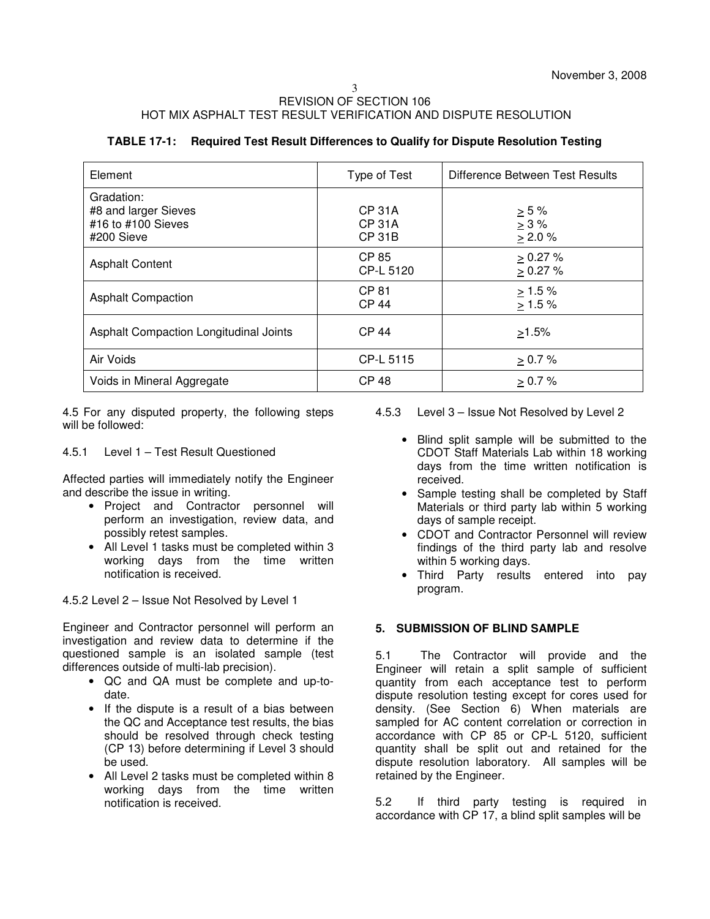REVISION OF SECTION 106
HOT MIX ASPHALT TEST RESULT VERIFICATION AND DISPUTE RESOLUTION

**TABLE 17-1: Required Test Result Differences to Qualify for Dispute Resolution Testing**

| Element | Type of Test | Difference Between Test Results |
|---|---|---|
| Gradation:<br>#8 and larger Sieves<br>#16 to #100 Sieves<br>#200 Sieve | <br>CP 31A<br>CP 31A<br>CP 31B | <br>≥ 5 %<br>≥ 3 %<br>≥ 2.0 % |
| Asphalt Content | CP 85<br>CP-L 5120 | ≥ 0.27 %<br>≥ 0.27 % |
| Asphalt Compaction | CP 81<br>CP 44 | ≥ 1.5 %<br>≥ 1.5 % |
| Asphalt Compaction Longitudinal Joints | CP 44 | ≥1.5% |
| Air Voids | CP-L 5115 | ≥ 0.7 % |
| Voids in Mineral Aggregate | CP 48 | ≥ 0.7 % |

4.5 For any disputed property, the following steps will be followed:

4.5.1 Level 1 – Test Result Questioned

Affected parties will immediately notify the Engineer and describe the issue in writing.

- Project and Contractor personnel will perform an investigation, review data, and possibly retest samples.
- All Level 1 tasks must be completed within 3 working days from the time written notification is received.

4.5.2 Level 2 – Issue Not Resolved by Level 1

Engineer and Contractor personnel will perform an investigation and review data to determine if the questioned sample is an isolated sample (test differences outside of multi-lab precision).

- QC and QA must be complete and up-to-date.
- If the dispute is a result of a bias between the QC and Acceptance test results, the bias should be resolved through check testing (CP 13) before determining if Level 3 should be used.
- All Level 2 tasks must be completed within 8 working days from the time written notification is received.

4.5.3 Level 3 – Issue Not Resolved by Level 2

- Blind split sample will be submitted to the CDOT Staff Materials Lab within 18 working days from the time written notification is received.
- Sample testing shall be completed by Staff Materials or third party lab within 5 working days of sample receipt.
- CDOT and Contractor Personnel will review findings of the third party lab and resolve within 5 working days.
- Third Party results entered into pay program.

**5. SUBMISSION OF BLIND SAMPLE**

5.1 The Contractor will provide and the Engineer will retain a split sample of sufficient quantity from each acceptance test to perform dispute resolution testing except for cores used for density. (See Section 6) When materials are sampled for AC content correlation or correction in accordance with CP 85 or CP-L 5120, sufficient quantity shall be split out and retained for the dispute resolution laboratory. All samples will be retained by the Engineer.

5.2 If third party testing is required in accordance with CP 17, a blind split samples will be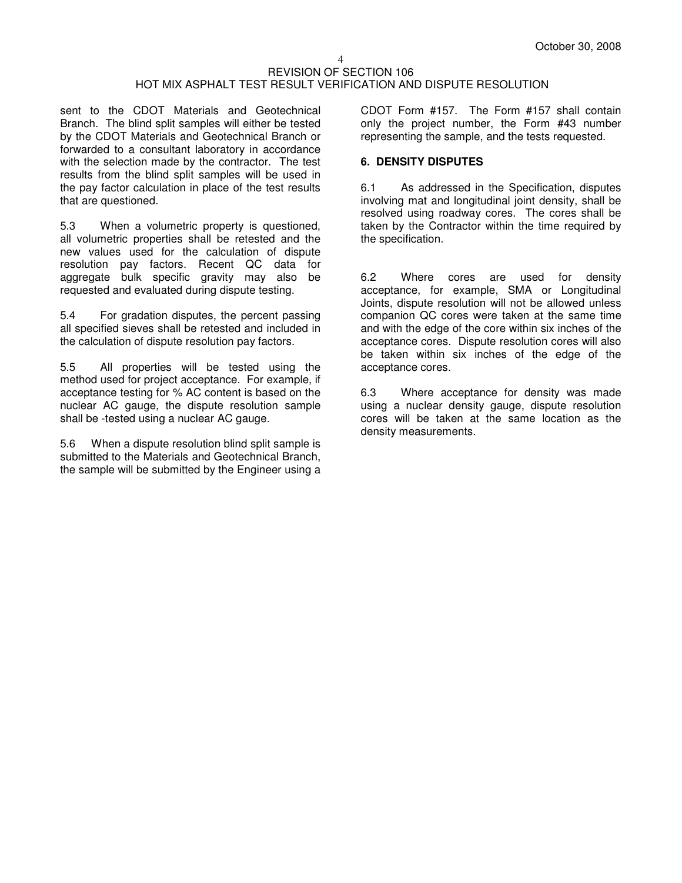sent to the CDOT Materials and Geotechnical Branch. The blind split samples will either be tested by the CDOT Materials and Geotechnical Branch or forwarded to a consultant laboratory in accordance with the selection made by the contractor. The test results from the blind split samples will be used in the pay factor calculation in place of the test results that are questioned.

5.3 When a volumetric property is questioned, all volumetric properties shall be retested and the new values used for the calculation of dispute resolution pay factors. Recent QC data for aggregate bulk specific gravity may also be requested and evaluated during dispute testing.

5.4 For gradation disputes, the percent passing all specified sieves shall be retested and included in the calculation of dispute resolution pay factors.

5.5 All properties will be tested using the method used for project acceptance. For example, if acceptance testing for % AC content is based on the nuclear AC gauge, the dispute resolution sample shall be -tested using a nuclear AC gauge.

5.6 When a dispute resolution blind split sample is submitted to the Materials and Geotechnical Branch, the sample will be submitted by the Engineer using a CDOT Form #157. The Form #157 shall contain only the project number, the Form #43 number representing the sample, and the tests requested.

**6. DENSITY DISPUTES**

6.1 As addressed in the Specification, disputes involving mat and longitudinal joint density, shall be resolved using roadway cores. The cores shall be taken by the Contractor within the time required by the specification.

6.2 Where cores are used for density acceptance, for example, SMA or Longitudinal Joints, dispute resolution will not be allowed unless companion QC cores were taken at the same time and with the edge of the core within six inches of the acceptance cores. Dispute resolution cores will also be taken within six inches of the edge of the acceptance cores.

6.3 Where acceptance for density was made using a nuclear density gauge, dispute resolution cores will be taken at the same location as the density measurements.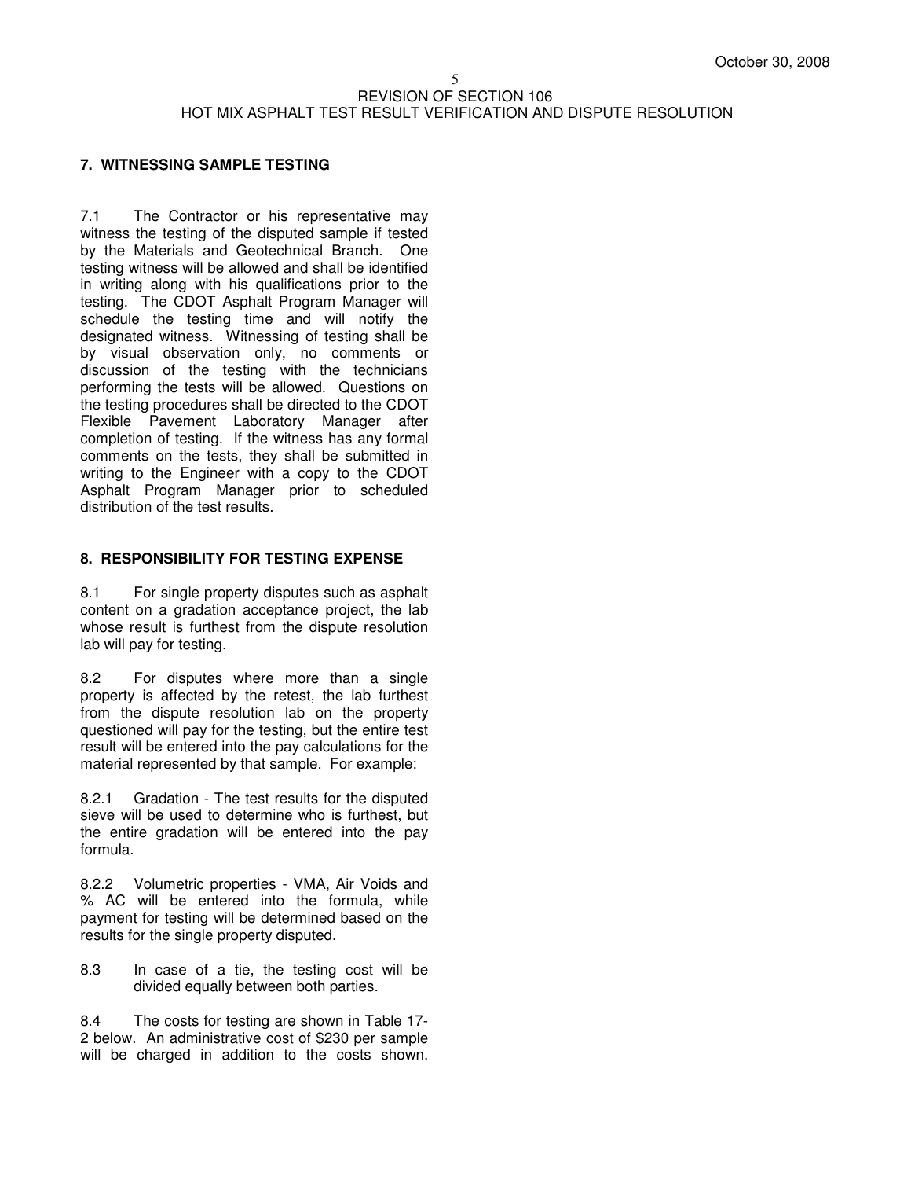## 7. WITNESSING SAMPLE TESTING

7.1 The Contractor or his representative may witness the testing of the disputed sample if tested by the Materials and Geotechnical Branch. One testing witness will be allowed and shall be identified in writing along with his qualifications prior to the testing. The CDOT Asphalt Program Manager will schedule the testing time and will notify the designated witness. Witnessing of testing shall be by visual observation only, no comments or discussion of the testing with the technicians performing the tests will be allowed. Questions on the testing procedures shall be directed to the CDOT Flexible Pavement Laboratory Manager after completion of testing. If the witness has any formal comments on the tests, they shall be submitted in writing to the Engineer with a copy to the CDOT Asphalt Program Manager prior to scheduled distribution of the test results.

## 8. RESPONSIBILITY FOR TESTING EXPENSE

8.1 For single property disputes such as asphalt content on a gradation acceptance project, the lab whose result is furthest from the dispute resolution lab will pay for testing.

8.2 For disputes where more than a single property is affected by the retest, the lab furthest from the dispute resolution lab on the property questioned will pay for the testing, but the entire test result will be entered into the pay calculations for the material represented by that sample. For example:

8.2.1 Gradation - The test results for the disputed sieve will be used to determine who is furthest, but the entire gradation will be entered into the pay formula.

8.2.2 Volumetric properties - VMA, Air Voids and % AC will be entered into the formula, while payment for testing will be determined based on the results for the single property disputed.

8.3 In case of a tie, the testing cost will be divided equally between both parties.

8.4 The costs for testing are shown in Table 17-2 below. An administrative cost of $230 per sample will be charged in addition to the costs shown.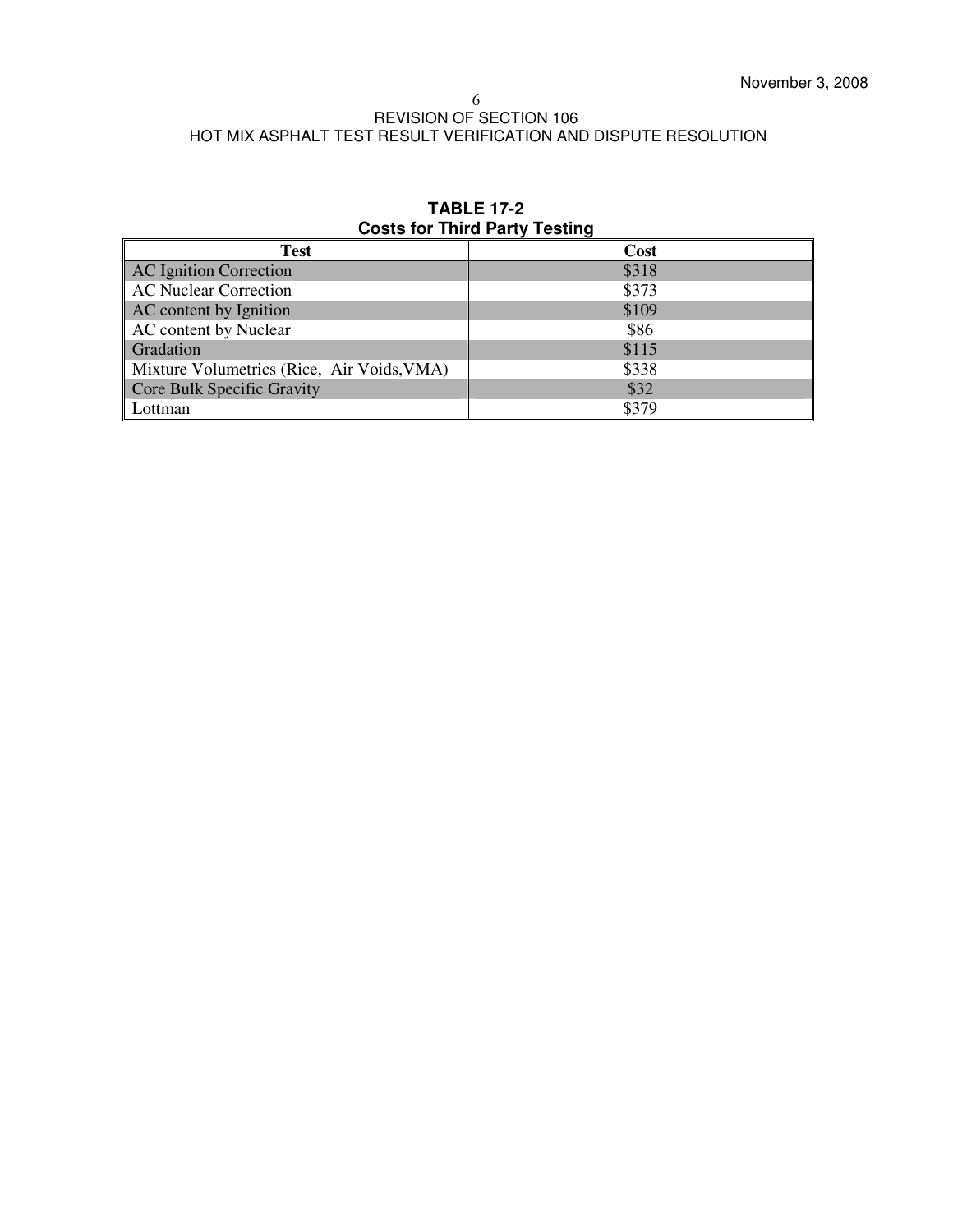**TABLE 17-2**
**Costs for Third Party Testing**

| Test | Cost |
|---|---|
| AC Ignition Correction | \$318 |
| AC Nuclear Correction | \$373 |
| AC content by Ignition | \$109 |
| AC content by Nuclear | \$86 |
| Gradation | \$115 |
| Mixture Volumetrics (Rice, Air Voids,VMA) | \$338 |
| Core Bulk Specific Gravity | \$32 |
| Lottman | \$379 |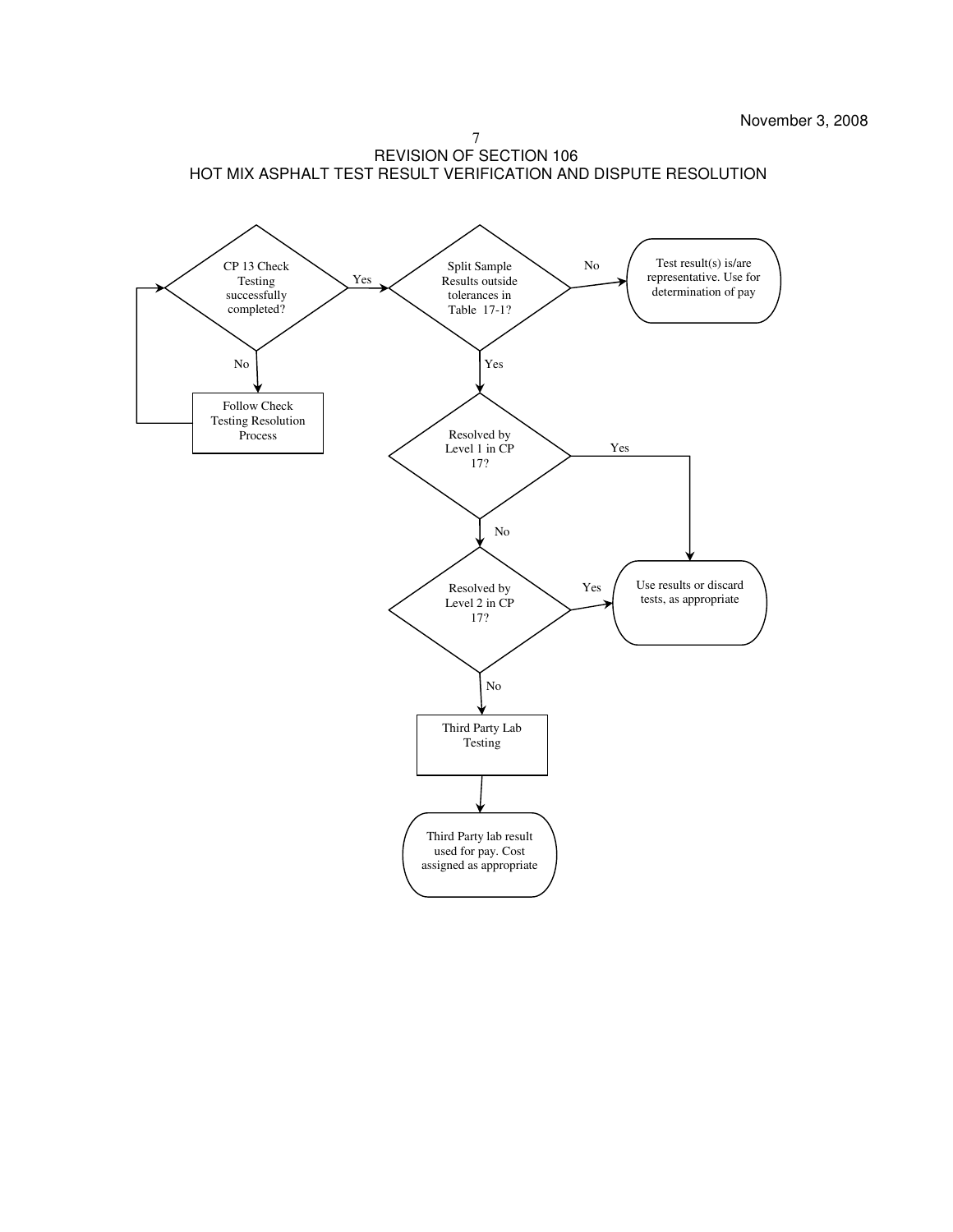November 3, 2008

# REVISION OF SECTION 106
## HOT MIX ASPHALT TEST RESULT VERIFICATION AND DISPUTE RESOLUTION

CP 13 Check Testing successfully completed?

Yes

No

Follow Check Testing Resolution Process

Split Sample Results outside tolerances in Table 17-1?

No

Test result(s) is/are representative. Use for determination of pay

Yes

Resolved by Level 1 in CP 17?

Yes

No

Resolved by Level 2 in CP 17?

Yes

Use results or discard tests, as appropriate

No

Third Party Lab Testing

Third Party lab result used for pay. Cost assigned as appropriate